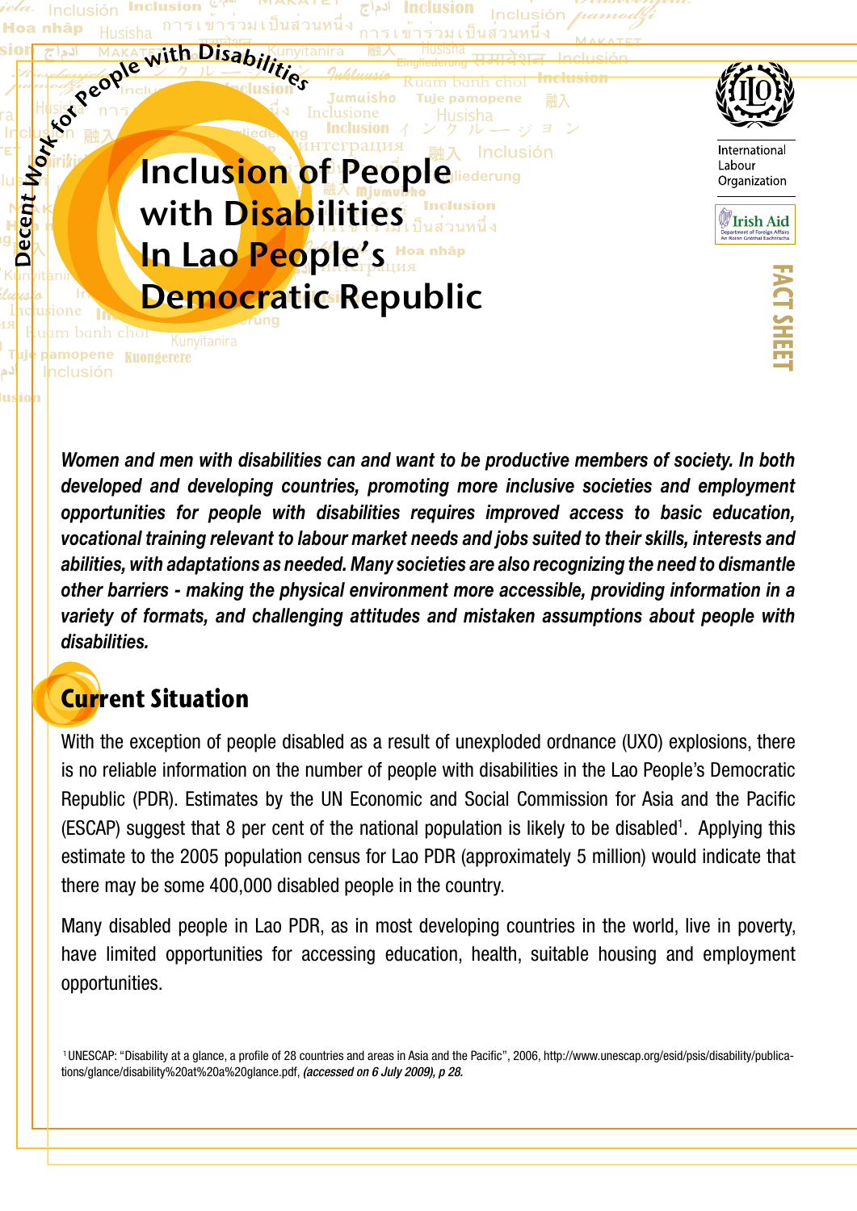Decent Work for People with Disabilities

# Inclusion of People with Disabilities In Lao People's Democratic Republic

International Labour Organization

Irish Aid

FACT SHEET

***Women and men with disabilities can and want to be productive members of society. In both developed and developing countries, promoting more inclusive societies and employment opportunities for people with disabilities requires improved access to basic education, vocational training relevant to labour market needs and jobs suited to their skills, interests and abilities, with adaptations as needed. Many societies are also recognizing the need to dismantle other barriers - making the physical environment more accessible, providing information in a variety of formats, and challenging attitudes and mistaken assumptions about people with disabilities.***

## Current Situation

With the exception of people disabled as a result of unexploded ordnance (UXO) explosions, there is no reliable information on the number of people with disabilities in the Lao People's Democratic Republic (PDR). Estimates by the UN Economic and Social Commission for Asia and the Pacific (ESCAP) suggest that 8 per cent of the national population is likely to be disabled[1]. Applying this estimate to the 2005 population census for Lao PDR (approximately 5 million) would indicate that there may be some 400,000 disabled people in the country.

Many disabled people in Lao PDR, as in most developing countries in the world, live in poverty, have limited opportunities for accessing education, health, suitable housing and employment opportunities.

[1] UNESCAP: "Disability at a glance, a profile of 28 countries and areas in Asia and the Pacific", 2006, http://www.unescap.org/esid/psis/disability/publications/glance/disability%20at%20a%20glance.pdf, *(accessed on 6 July 2009), p 28.*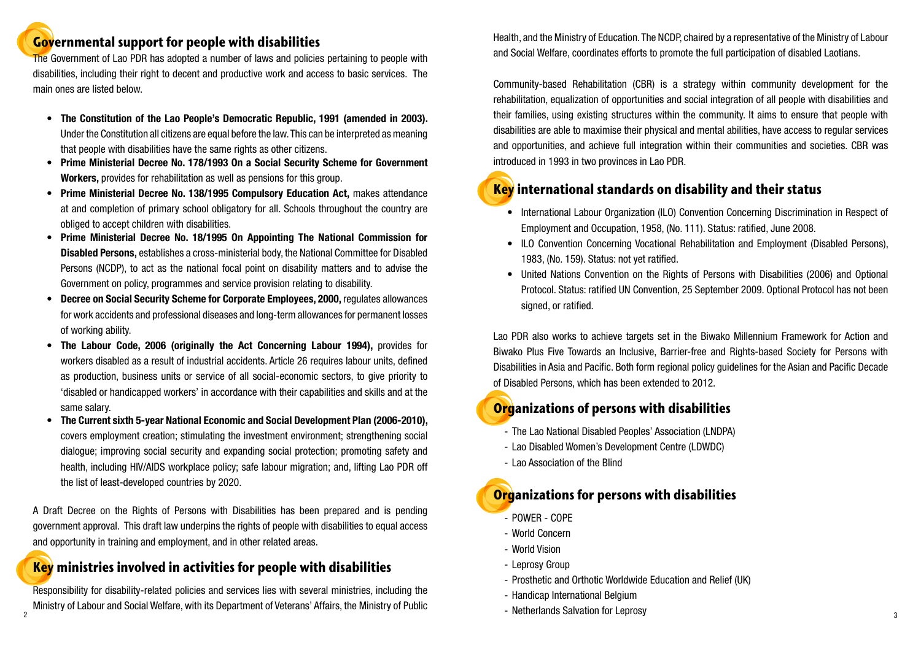## Governmental support for people with disabilities

The Government of Lao PDR has adopted a number of laws and policies pertaining to people with disabilities, including their right to decent and productive work and access to basic services. The main ones are listed below.

- **The Constitution of the Lao People's Democratic Republic, 1991 (amended in 2003).** Under the Constitution all citizens are equal before the law. This can be interpreted as meaning that people with disabilities have the same rights as other citizens.
- **Prime Ministerial Decree No. 178/1993 On a Social Security Scheme for Government Workers,** provides for rehabilitation as well as pensions for this group.
- **Prime Ministerial Decree No. 138/1995 Compulsory Education Act,** makes attendance at and completion of primary school obligatory for all. Schools throughout the country are obliged to accept children with disabilities.
- **Prime Ministerial Decree No. 18/1995 On Appointing The National Commission for Disabled Persons,** establishes a cross-ministerial body, the National Committee for Disabled Persons (NCDP), to act as the national focal point on disability matters and to advise the Government on policy, programmes and service provision relating to disability.
- **Decree on Social Security Scheme for Corporate Employees, 2000,** regulates allowances for work accidents and professional diseases and long-term allowances for permanent losses of working ability.
- **The Labour Code, 2006 (originally the Act Concerning Labour 1994),** provides for workers disabled as a result of industrial accidents. Article 26 requires labour units, defined as production, business units or service of all social-economic sectors, to give priority to 'disabled or handicapped workers' in accordance with their capabilities and skills and at the same salary.
- **The Current sixth 5-year National Economic and Social Development Plan (2006-2010),** covers employment creation; stimulating the investment environment; strengthening social dialogue; improving social security and expanding social protection; promoting safety and health, including HIV/AIDS workplace policy; safe labour migration; and, lifting Lao PDR off the list of least-developed countries by 2020.

A Draft Decree on the Rights of Persons with Disabilities has been prepared and is pending government approval. This draft law underpins the rights of people with disabilities to equal access and opportunity in training and employment, and in other related areas.

## Key ministries involved in activities for people with disabilities

Responsibility for disability-related policies and services lies with several ministries, including the Ministry of Labour and Social Welfare, with its Department of Veterans' Affairs, the Ministry of Public Health, and the Ministry of Education. The NCDP, chaired by a representative of the Ministry of Labour and Social Welfare, coordinates efforts to promote the full participation of disabled Laotians.

Community-based Rehabilitation (CBR) is a strategy within community development for the rehabilitation, equalization of opportunities and social integration of all people with disabilities and their families, using existing structures within the community. It aims to ensure that people with disabilities are able to maximise their physical and mental abilities, have access to regular services and opportunities, and achieve full integration within their communities and societies. CBR was introduced in 1993 in two provinces in Lao PDR.

## Key international standards on disability and their status

- International Labour Organization (ILO) Convention Concerning Discrimination in Respect of Employment and Occupation, 1958, (No. 111). Status: ratified, June 2008.
- ILO Convention Concerning Vocational Rehabilitation and Employment (Disabled Persons), 1983, (No. 159). Status: not yet ratified.
- United Nations Convention on the Rights of Persons with Disabilities (2006) and Optional Protocol. Status: ratified UN Convention, 25 September 2009. Optional Protocol has not been signed, or ratified.

Lao PDR also works to achieve targets set in the Biwako Millennium Framework for Action and Biwako Plus Five Towards an Inclusive, Barrier-free and Rights-based Society for Persons with Disabilities in Asia and Pacific. Both form regional policy guidelines for the Asian and Pacific Decade of Disabled Persons, which has been extended to 2012.

## Organizations of persons with disabilities

- The Lao National Disabled Peoples' Association (LNDPA)
- Lao Disabled Women's Development Centre (LDWDC)
- Lao Association of the Blind

## Organizations for persons with disabilities

- POWER - COPE
- World Concern
- World Vision
- Leprosy Group
- Prosthetic and Orthotic Worldwide Education and Relief (UK)
- Handicap International Belgium
- Netherlands Salvation for Leprosy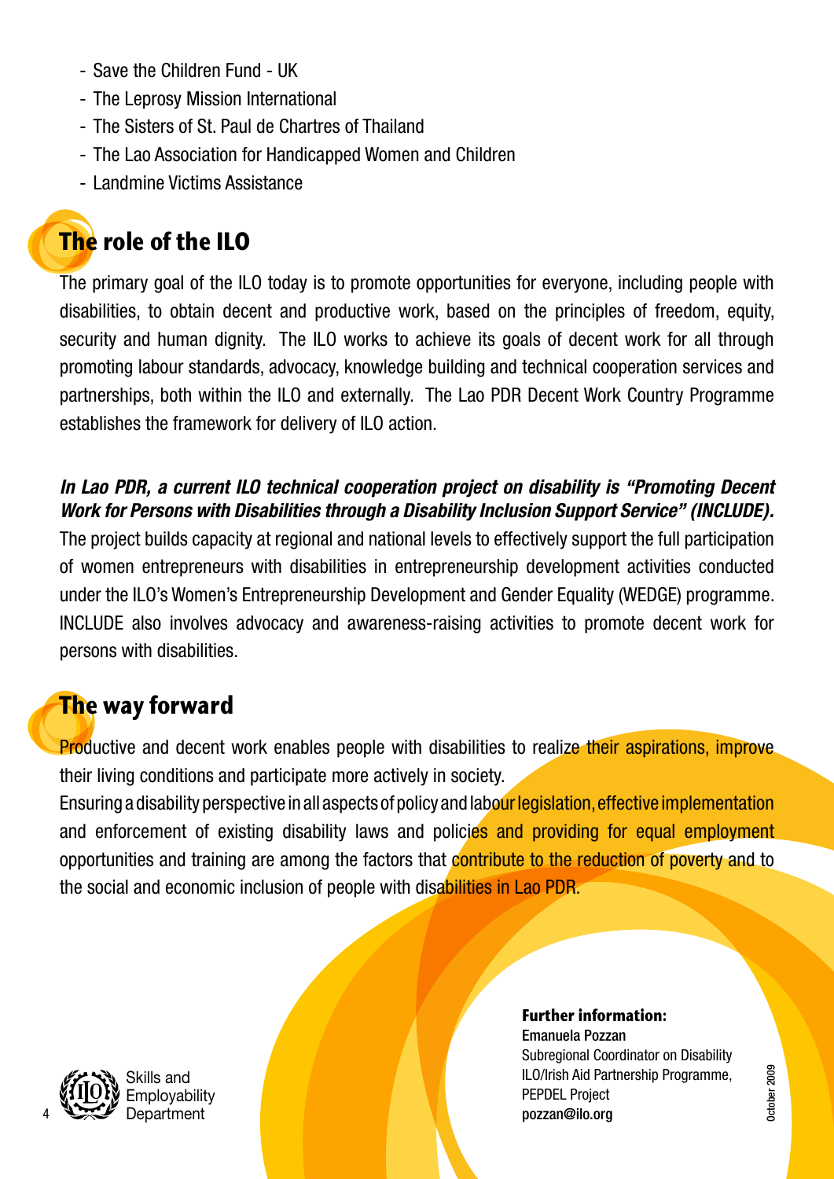- Save the Children Fund - UK
- The Leprosy Mission International
- The Sisters of St. Paul de Chartres of Thailand
- The Lao Association for Handicapped Women and Children
- Landmine Victims Assistance

## The role of the ILO

The primary goal of the ILO today is to promote opportunities for everyone, including people with disabilities, to obtain decent and productive work, based on the principles of freedom, equity, security and human dignity. The ILO works to achieve its goals of decent work for all through promoting labour standards, advocacy, knowledge building and technical cooperation services and partnerships, both within the ILO and externally. The Lao PDR Decent Work Country Programme establishes the framework for delivery of ILO action.

***In Lao PDR, a current ILO technical cooperation project on disability is "Promoting Decent Work for Persons with Disabilities through a Disability Inclusion Support Service" (INCLUDE).*** The project builds capacity at regional and national levels to effectively support the full participation of women entrepreneurs with disabilities in entrepreneurship development activities conducted under the ILO's Women's Entrepreneurship Development and Gender Equality (WEDGE) programme. INCLUDE also involves advocacy and awareness-raising activities to promote decent work for persons with disabilities.

## The way forward

Productive and decent work enables people with disabilities to realize their aspirations, improve their living conditions and participate more actively in society.

Ensuring a disability perspective in all aspects of policy and labour legislation, effective implementation and enforcement of existing disability laws and policies and providing for equal employment opportunities and training are among the factors that contribute to the reduction of poverty and to the social and economic inclusion of people with disabilities in Lao PDR.

Skills and Employability Department

**Further information:**
**Emanuela Pozzan**
Subregional Coordinator on Disability
ILO/Irish Aid Partnership Programme,
PEPDEL Project
**pozzan@ilo.org**

October 2009